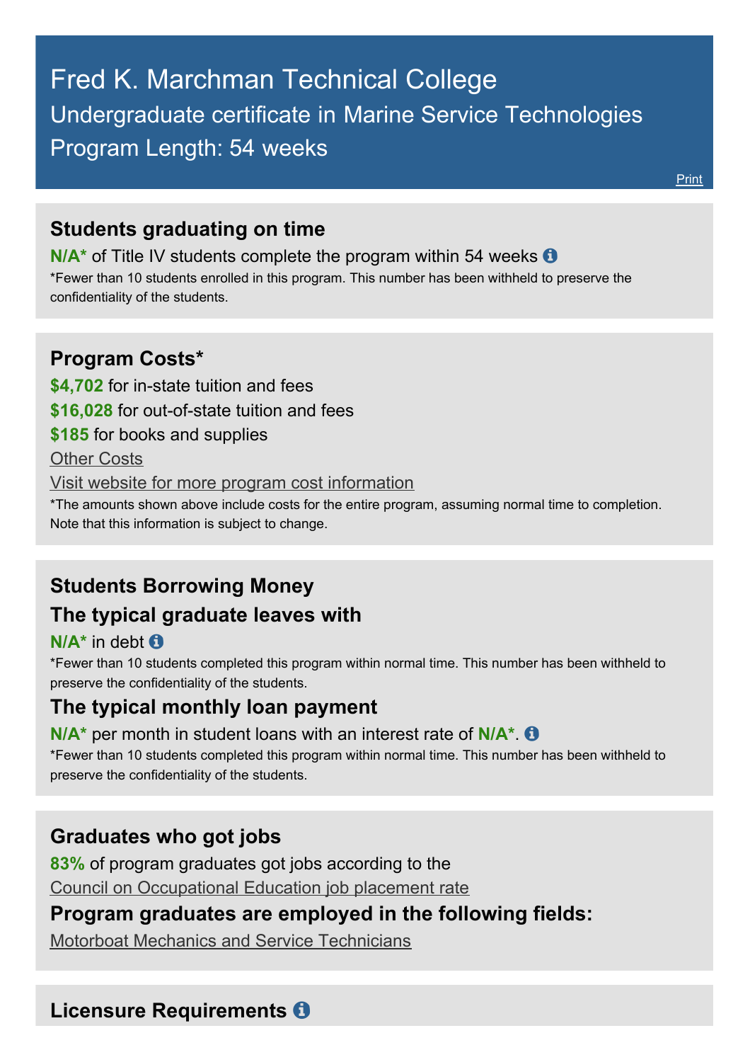# Fred K. Marchman Technical College

## Undergraduate certificate in Marine Service Technologies

## Program Length: 54 weeks

Print

### Students graduating on time

**N/A*** of Title IV students complete the program within 54 weeks

*Fewer than 10 students enrolled in this program. This number has been withheld to preserve the confidentiality of the students.

### Program Costs*

**$4,702** for in-state tuition and fees

**$16,028** for out-of-state tuition and fees

**$185** for books and supplies

Other Costs

Visit website for more program cost information

*The amounts shown above include costs for the entire program, assuming normal time to completion. Note that this information is subject to change.

### Students Borrowing Money

### The typical graduate leaves with

**N/A*** in debt

*Fewer than 10 students completed this program within normal time. This number has been withheld to preserve the confidentiality of the students.

### The typical monthly loan payment

**N/A*** per month in student loans with an interest rate of **N/A***.

*Fewer than 10 students completed this program within normal time. This number has been withheld to preserve the confidentiality of the students.

### Graduates who got jobs

**83%** of program graduates got jobs according to the Council on Occupational Education job placement rate

### Program graduates are employed in the following fields:

Motorboat Mechanics and Service Technicians

### Licensure Requirements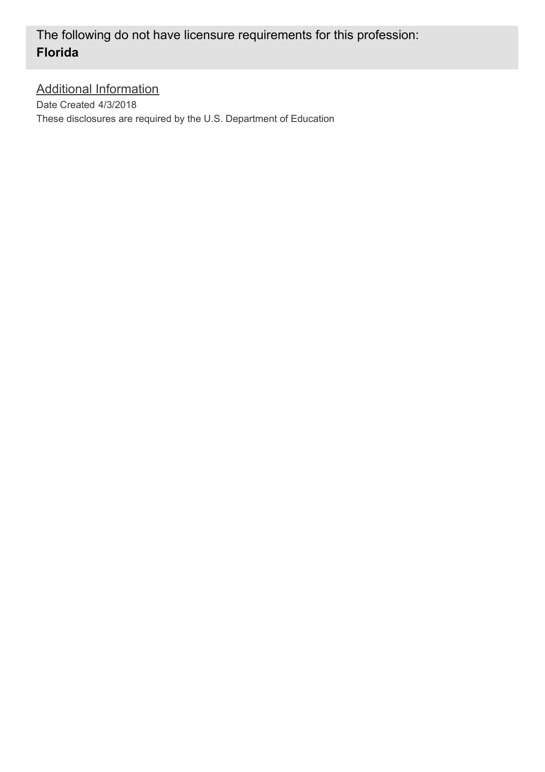The following do not have licensure requirements for this profession:
**Florida**

## Additional Information

Date Created 4/3/2018

These disclosures are required by the U.S. Department of Education